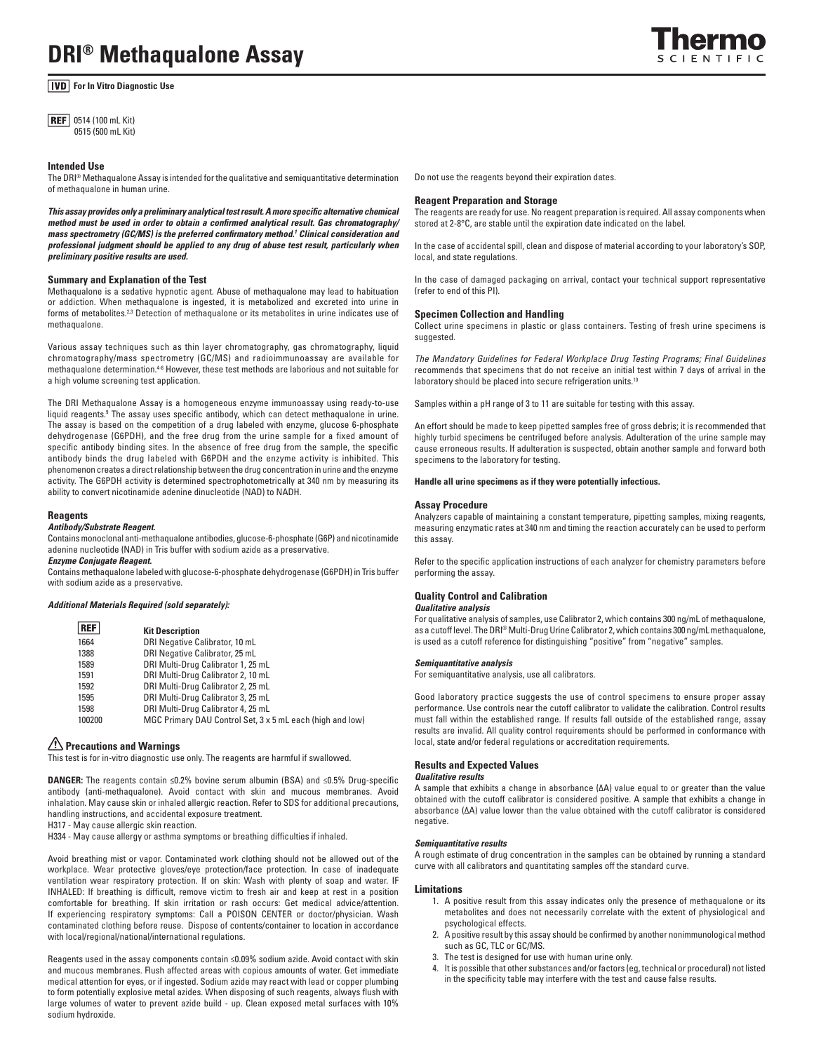# DRI® Methaqualone Assay

**IVD For In Vitro Diagnostic Use**

**REF** 0514 (100 mL Kit)
0515 (500 mL Kit)

## Intended Use

The DRI® Methaqualone Assay is intended for the qualitative and semiquantitative determination of methaqualone in human urine.

***This assay provides only a preliminary analytical test result. A more specific alternative chemical method must be used in order to obtain a confirmed analytical result. Gas chromatography/mass spectrometry (GC/MS) is the preferred confirmatory method.[1] Clinical consideration and professional judgment should be applied to any drug of abuse test result, particularly when preliminary positive results are used.***

## Summary and Explanation of the Test

Methaqualone is a sedative hypnotic agent. Abuse of methaqualone may lead to habituation or addiction. When methaqualone is ingested, it is metabolized and excreted into urine in forms of metabolites.[2,3] Detection of methaqualone or its metabolites in urine indicates use of methaqualone.

Various assay techniques such as thin layer chromatography, gas chromatography, liquid chromatography/mass spectrometry (GC/MS) and radioimmunoassay are available for methaqualone determination.[4-8] However, these test methods are laborious and not suitable for a high volume screening test application.

The DRI Methaqualone Assay is a homogeneous enzyme immunoassay using ready-to-use liquid reagents.[9] The assay uses specific antibody, which can detect methaqualone in urine. The assay is based on the competition of a drug labeled with enzyme, glucose 6-phosphate dehydrogenase (G6PDH), and the free drug from the urine sample for a fixed amount of specific antibody binding sites. In the absence of free drug from the sample, the specific antibody binds the drug labeled with G6PDH and the enzyme activity is inhibited. This phenomenon creates a direct relationship between the drug concentration in urine and the enzyme activity. The G6PDH activity is determined spectrophotometrically at 340 nm by measuring its ability to convert nicotinamide adenine dinucleotide (NAD) to NADH.

## Reagents

***Antibody/Substrate Reagent.***

Contains monoclonal anti-methaqualone antibodies, glucose-6-phosphate (G6P) and nicotinamide adenine nucleotide (NAD) in Tris buffer with sodium azide as a preservative.

***Enzyme Conjugate Reagent.***

Contains methaqualone labeled with glucose-6-phosphate dehydrogenase (G6PDH) in Tris buffer with sodium azide as a preservative.

***Additional Materials Required (sold separately):***

| REF | Kit Description |
|---|---|
| 1664 | DRI Negative Calibrator, 10 mL |
| 1388 | DRI Negative Calibrator, 25 mL |
| 1589 | DRI Multi-Drug Calibrator 1, 25 mL |
| 1591 | DRI Multi-Drug Calibrator 2, 10 mL |
| 1592 | DRI Multi-Drug Calibrator 2, 25 mL |
| 1595 | DRI Multi-Drug Calibrator 3, 25 mL |
| 1598 | DRI Multi-Drug Calibrator 4, 25 mL |
| 100200 | MGC Primary DAU Control Set, 3 x 5 mL each (high and low) |

## ⚠ Precautions and Warnings

This test is for in-vitro diagnostic use only. The reagents are harmful if swallowed.

**DANGER:** The reagents contain ≤0.2% bovine serum albumin (BSA) and ≤0.5% Drug-specific antibody (anti-methaqualone). Avoid contact with skin and mucous membranes. Avoid inhalation. May cause skin or inhaled allergic reaction. Refer to SDS for additional precautions, handling instructions, and accidental exposure treatment.

H317 - May cause allergic skin reaction.

H334 - May cause allergy or asthma symptoms or breathing difficulties if inhaled.

Avoid breathing mist or vapor. Contaminated work clothing should not be allowed out of the workplace. Wear protective gloves/eye protection/face protection. In case of inadequate ventilation wear respiratory protection. If on skin: Wash with plenty of soap and water. IF INHALED: If breathing is difficult, remove victim to fresh air and keep at rest in a position comfortable for breathing. If skin irritation or rash occurs: Get medical advice/attention. If experiencing respiratory symptoms: Call a POISON CENTER or doctor/physician. Wash contaminated clothing before reuse. Dispose of contents/container to location in accordance with local/regional/national/international regulations.

Reagents used in the assay components contain ≤0.09% sodium azide. Avoid contact with skin and mucous membranes. Flush affected areas with copious amounts of water. Get immediate medical attention for eyes, or if ingested. Sodium azide may react with lead or copper plumbing to form potentially explosive metal azides. When disposing of such reagents, always flush with large volumes of water to prevent azide build - up. Clean exposed metal surfaces with 10% sodium hydroxide.

Do not use the reagents beyond their expiration dates.

## Reagent Preparation and Storage

The reagents are ready for use. No reagent preparation is required. All assay components when stored at 2-8°C, are stable until the expiration date indicated on the label.

In the case of accidental spill, clean and dispose of material according to your laboratory's SOP, local, and state regulations.

In the case of damaged packaging on arrival, contact your technical support representative (refer to end of this PI).

## Specimen Collection and Handling

Collect urine specimens in plastic or glass containers. Testing of fresh urine specimens is suggested.

*The Mandatory Guidelines for Federal Workplace Drug Testing Programs; Final Guidelines* recommends that specimens that do not receive an initial test within 7 days of arrival in the laboratory should be placed into secure refrigeration units.[10]

Samples within a pH range of 3 to 11 are suitable for testing with this assay.

An effort should be made to keep pipetted samples free of gross debris; it is recommended that highly turbid specimens be centrifuged before analysis. Adulteration of the urine sample may cause erroneous results. If adulteration is suspected, obtain another sample and forward both specimens to the laboratory for testing.

**Handle all urine specimens as if they were potentially infectious.**

## Assay Procedure

Analyzers capable of maintaining a constant temperature, pipetting samples, mixing reagents, measuring enzymatic rates at 340 nm and timing the reaction accurately can be used to perform this assay.

Refer to the specific application instructions of each analyzer for chemistry parameters before performing the assay.

## Quality Control and Calibration

***Qualitative analysis***

For qualitative analysis of samples, use Calibrator 2, which contains 300 ng/mL of methaqualone, as a cutoff level. The DRI® Multi-Drug Urine Calibrator 2, which contains 300 ng/mL methaqualone, is used as a cutoff reference for distinguishing "positive" from "negative" samples.

***Semiquantitative analysis***

For semiquantitative analysis, use all calibrators.

Good laboratory practice suggests the use of control specimens to ensure proper assay performance. Use controls near the cutoff calibrator to validate the calibration. Control results must fall within the established range. If results fall outside of the established range, assay results are invalid. All quality control requirements should be performed in conformance with local, state and/or federal regulations or accreditation requirements.

## Results and Expected Values

***Qualitative results***

A sample that exhibits a change in absorbance (ΔA) value equal to or greater than the value obtained with the cutoff calibrator is considered positive. A sample that exhibits a change in absorbance (ΔA) value lower than the value obtained with the cutoff calibrator is considered negative.

***Semiquantitative results***

A rough estimate of drug concentration in the samples can be obtained by running a standard curve with all calibrators and quantitating samples off the standard curve.

## Limitations

1. A positive result from this assay indicates only the presence of methaqualone or its metabolites and does not necessarily correlate with the extent of physiological and psychological effects.
2. A positive result by this assay should be confirmed by another nonimmunological method such as GC, TLC or GC/MS.
3. The test is designed for use with human urine only.
4. It is possible that other substances and/or factors (eg, technical or procedural) not listed in the specificity table may interfere with the test and cause false results.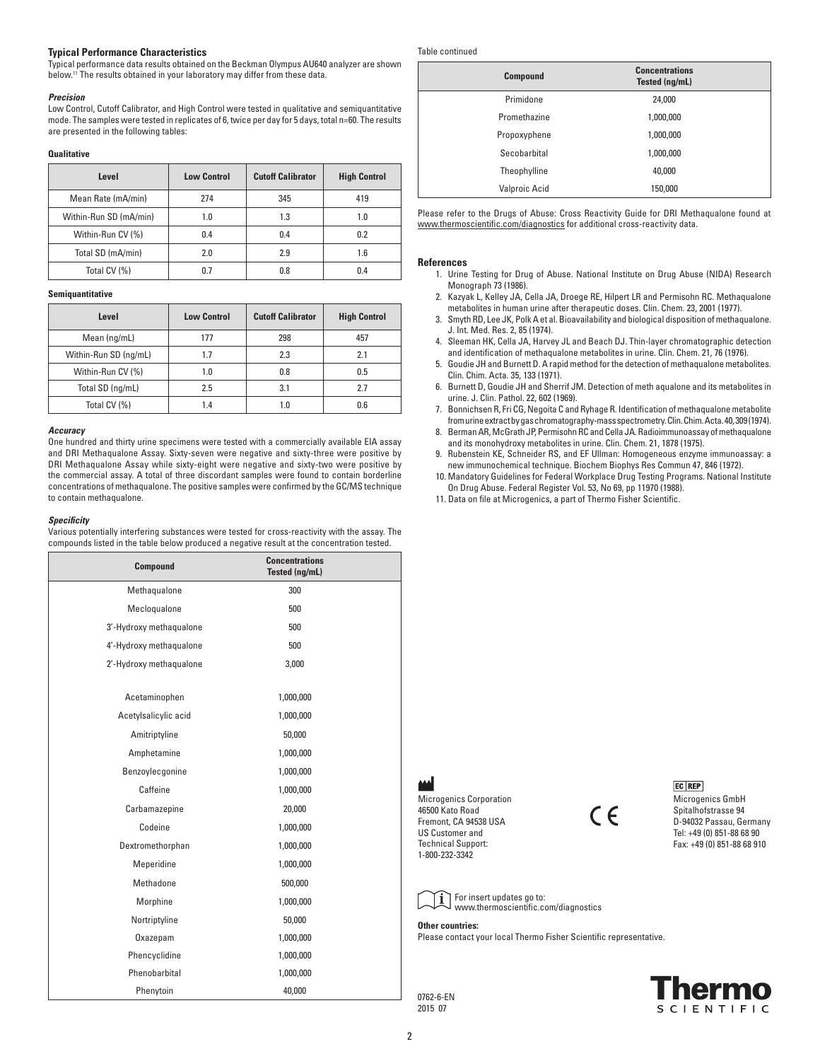## Typical Performance Characteristics

Typical performance data results obtained on the Beckman Olympus AU640 analyzer are shown below.[11] The results obtained in your laboratory may differ from these data.

### *Precision*

Low Control, Cutoff Calibrator, and High Control were tested in qualitative and semiquantitative mode. The samples were tested in replicates of 6, twice per day for 5 days, total n=60. The results are presented in the following tables:

**Qualitative**

| Level | Low Control | Cutoff Calibrator | High Control |
|---|---|---|---|
| Mean Rate (mA/min) | 274 | 345 | 419 |
| Within-Run SD (mA/min) | 1.0 | 1.3 | 1.0 |
| Within-Run CV (%) | 0.4 | 0.4 | 0.2 |
| Total SD (mA/min) | 2.0 | 2.9 | 1.6 |
| Total CV (%) | 0.7 | 0.8 | 0.4 |

**Semiquantitative**

| Level | Low Control | Cutoff Calibrator | High Control |
|---|---|---|---|
| Mean (ng/mL) | 177 | 298 | 457 |
| Within-Run SD (ng/mL) | 1.7 | 2.3 | 2.1 |
| Within-Run CV (%) | 1.0 | 0.8 | 0.5 |
| Total SD (ng/mL) | 2.5 | 3.1 | 2.7 |
| Total CV (%) | 1.4 | 1.0 | 0.6 |

### *Accuracy*

One hundred and thirty urine specimens were tested with a commercially available EIA assay and DRI Methaqualone Assay. Sixty-seven were negative and sixty-three were positive by DRI Methaqualone Assay while sixty-eight were negative and sixty-two were positive by the commercial assay. A total of three discordant samples were found to contain borderline concentrations of methaqualone. The positive samples were confirmed by the GC/MS technique to contain methaqualone.

### *Specificity*

Various potentially interfering substances were tested for cross-reactivity with the assay. The compounds listed in the table below produced a negative result at the concentration tested.

| Compound | Concentrations Tested (ng/mL) |
|---|---|
| Methaqualone | 300 |
| Mecloqualone | 500 |
| 3'-Hydroxy methaqualone | 500 |
| 4'-Hydroxy methaqualone | 500 |
| 2'-Hydroxy methaqualone | 3,000 |
| Acetaminophen | 1,000,000 |
| Acetylsalicylic acid | 1,000,000 |
| Amitriptyline | 50,000 |
| Amphetamine | 1,000,000 |
| Benzoylecgonine | 1,000,000 |
| Caffeine | 1,000,000 |
| Carbamazepine | 20,000 |
| Codeine | 1,000,000 |
| Dextromethorphan | 1,000,000 |
| Meperidine | 1,000,000 |
| Methadone | 500,000 |
| Morphine | 1,000,000 |
| Nortriptyline | 50,000 |
| Oxazepam | 1,000,000 |
| Phencyclidine | 1,000,000 |
| Phenobarbital | 1,000,000 |
| Phenytoin | 40,000 |
| Primidone | 24,000 |
| Promethazine | 1,000,000 |
| Propoxyphene | 1,000,000 |
| Secobarbital | 1,000,000 |
| Theophylline | 40,000 |
| Valproic Acid | 150,000 |

Please refer to the Drugs of Abuse: Cross Reactivity Guide for DRI Methaqualone found at www.thermoscientific.com/diagnostics for additional cross-reactivity data.

## References

1. Urine Testing for Drug of Abuse. National Institute on Drug Abuse (NIDA) Research Monograph 73 (1986).
2. Kazyak L, Kelley JA, Cella JA, Droege RE, Hilpert LR and Permisohn RC. Methaqualone metabolites in human urine after therapeutic doses. Clin. Chem. 23, 2001 (1977).
3. Smyth RD, Lee JK, Polk A et al. Bioavailability and biological disposition of methaqualone. J. Int. Med. Res. 2, 85 (1974).
4. Sleeman HK, Cella JA, Harvey JL and Beach DJ. Thin-layer chromatographic detection and identification of methaqualone metabolites in urine. Clin. Chem. 21, 76 (1976).
5. Goudie JH and Burnett D. A rapid method for the detection of methaqualone metabolites. Clin. Chim. Acta. 35, 133 (1971).
6. Burnett D, Goudie JH and Sherrif JM. Detection of meth aqualone and its metabolites in urine. J. Clin. Pathol. 22, 602 (1969).
7. Bonnichsen R, Fri CG, Negoita C and Ryhage R. Identification of methaqualone metabolite from urine extract by gas chromatography-mass spectrometry. Clin. Chim. Acta. 40, 309 (1974).
8. Berman AR, McGrath JP, Permisohn RC and Cella JA. Radioimmunoassay of methaqualone and its monohydroxy metabolites in urine. Clin. Chem. 21, 1878 (1975).
9. Rubenstein KE, Schneider RS, and EF Ullman: Homogeneous enzyme immunoassay: a new immunochemical technique. Biochem Biophys Res Commun 47, 846 (1972).
10. Mandatory Guidelines for Federal Workplace Drug Testing Programs. National Institute On Drug Abuse. Federal Register Vol. 53, No 69, pp 11970 (1988).
11. Data on file at Microgenics, a part of Thermo Fisher Scientific.

Microgenics Corporation
46500 Kato Road
Fremont, CA 94538 USA
US Customer and Technical Support:
1-800-232-3342

EC REP
Microgenics GmbH
Spitalhofstrasse 94
D-94032 Passau, Germany
Tel: +49 (0) 851-88 68 90
Fax: +49 (0) 851-88 68 910

For insert updates go to:
www.thermoscientific.com/diagnostics

**Other countries:**
Please contact your local Thermo Fisher Scientific representative.

0762-6-EN
2015 07

Thermo SCIENTIFIC